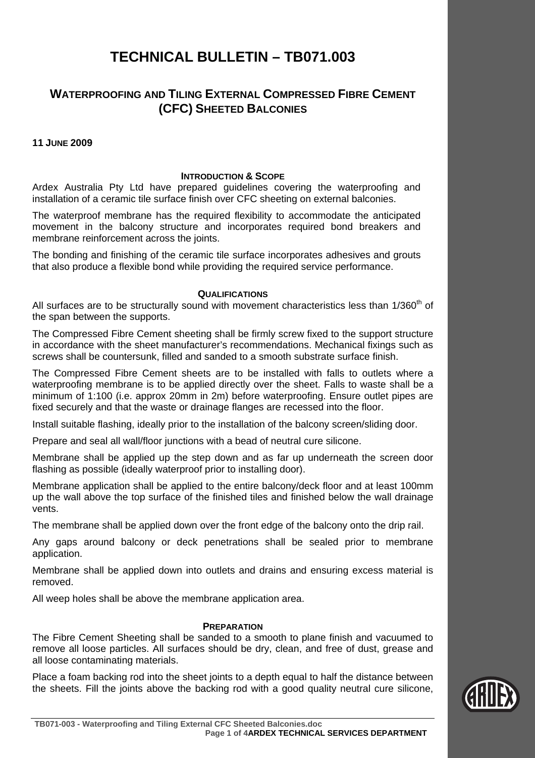# TECHNICAL BULLETIN – TB071.003

## WATERPROOFING AND TILING EXTERNAL COMPRESSED FIBRE CEMENT (CFC) SHEETED BALCONIES

**11 JUNE 2009**

### INTRODUCTION & SCOPE

Ardex Australia Pty Ltd have prepared guidelines covering the waterproofing and installation of a ceramic tile surface finish over CFC sheeting on external balconies.

The waterproof membrane has the required flexibility to accommodate the anticipated movement in the balcony structure and incorporates required bond breakers and membrane reinforcement across the joints.

The bonding and finishing of the ceramic tile surface incorporates adhesives and grouts that also produce a flexible bond while providing the required service performance.

### QUALIFICATIONS

All surfaces are to be structurally sound with movement characteristics less than 1/360th of the span between the supports.

The Compressed Fibre Cement sheeting shall be firmly screw fixed to the support structure in accordance with the sheet manufacturer's recommendations. Mechanical fixings such as screws shall be countersunk, filled and sanded to a smooth substrate surface finish.

The Compressed Fibre Cement sheets are to be installed with falls to outlets where a waterproofing membrane is to be applied directly over the sheet. Falls to waste shall be a minimum of 1:100 (i.e. approx 20mm in 2m) before waterproofing. Ensure outlet pipes are fixed securely and that the waste or drainage flanges are recessed into the floor.

Install suitable flashing, ideally prior to the installation of the balcony screen/sliding door.

Prepare and seal all wall/floor junctions with a bead of neutral cure silicone.

Membrane shall be applied up the step down and as far up underneath the screen door flashing as possible (ideally waterproof prior to installing door).

Membrane application shall be applied to the entire balcony/deck floor and at least 100mm up the wall above the top surface of the finished tiles and finished below the wall drainage vents.

The membrane shall be applied down over the front edge of the balcony onto the drip rail.

Any gaps around balcony or deck penetrations shall be sealed prior to membrane application.

Membrane shall be applied down into outlets and drains and ensuring excess material is removed.

All weep holes shall be above the membrane application area.

### PREPARATION

The Fibre Cement Sheeting shall be sanded to a smooth to plane finish and vacuumed to remove all loose particles. All surfaces should be dry, clean, and free of dust, grease and all loose contaminating materials.

Place a foam backing rod into the sheet joints to a depth equal to half the distance between the sheets. Fill the joints above the backing rod with a good quality neutral cure silicone,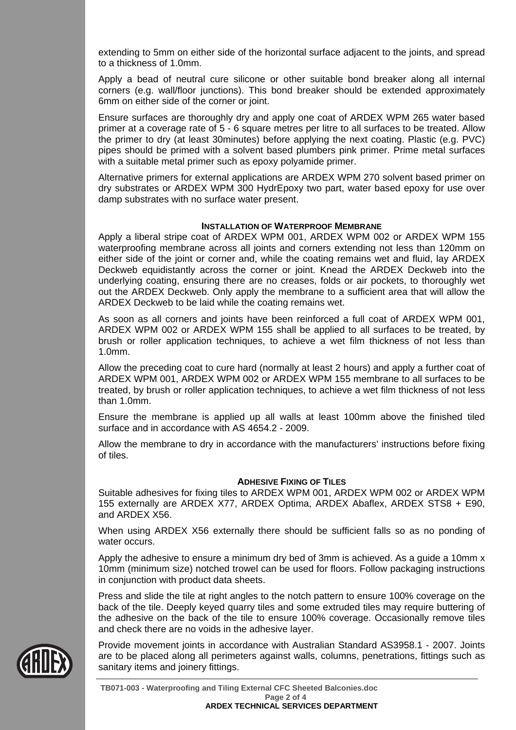extending to 5mm on either side of the horizontal surface adjacent to the joints, and spread to a thickness of 1.0mm.

Apply a bead of neutral cure silicone or other suitable bond breaker along all internal corners (e.g. wall/floor junctions). This bond breaker should be extended approximately 6mm on either side of the corner or joint.

Ensure surfaces are thoroughly dry and apply one coat of ARDEX WPM 265 water based primer at a coverage rate of 5 - 6 square metres per litre to all surfaces to be treated. Allow the primer to dry (at least 30minutes) before applying the next coating. Plastic (e.g. PVC) pipes should be primed with a solvent based plumbers pink primer. Prime metal surfaces with a suitable metal primer such as epoxy polyamide primer.

Alternative primers for external applications are ARDEX WPM 270 solvent based primer on dry substrates or ARDEX WPM 300 HydrEpoxy two part, water based epoxy for use over damp substrates with no surface water present.

## INSTALLATION OF WATERPROOF MEMBRANE

Apply a liberal stripe coat of ARDEX WPM 001, ARDEX WPM 002 or ARDEX WPM 155 waterproofing membrane across all joints and corners extending not less than 120mm on either side of the joint or corner and, while the coating remains wet and fluid, lay ARDEX Deckweb equidistantly across the corner or joint. Knead the ARDEX Deckweb into the underlying coating, ensuring there are no creases, folds or air pockets, to thoroughly wet out the ARDEX Deckweb. Only apply the membrane to a sufficient area that will allow the ARDEX Deckweb to be laid while the coating remains wet.

As soon as all corners and joints have been reinforced a full coat of ARDEX WPM 001, ARDEX WPM 002 or ARDEX WPM 155 shall be applied to all surfaces to be treated, by brush or roller application techniques, to achieve a wet film thickness of not less than 1.0mm.

Allow the preceding coat to cure hard (normally at least 2 hours) and apply a further coat of ARDEX WPM 001, ARDEX WPM 002 or ARDEX WPM 155 membrane to all surfaces to be treated, by brush or roller application techniques, to achieve a wet film thickness of not less than 1.0mm.

Ensure the membrane is applied up all walls at least 100mm above the finished tiled surface and in accordance with AS 4654.2 - 2009.

Allow the membrane to dry in accordance with the manufacturers' instructions before fixing of tiles.

## ADHESIVE FIXING OF TILES

Suitable adhesives for fixing tiles to ARDEX WPM 001, ARDEX WPM 002 or ARDEX WPM 155 externally are ARDEX X77, ARDEX Optima, ARDEX Abaflex, ARDEX STS8 + E90, and ARDEX X56.

When using ARDEX X56 externally there should be sufficient falls so as no ponding of water occurs.

Apply the adhesive to ensure a minimum dry bed of 3mm is achieved. As a guide a 10mm x 10mm (minimum size) notched trowel can be used for floors. Follow packaging instructions in conjunction with product data sheets.

Press and slide the tile at right angles to the notch pattern to ensure 100% coverage on the back of the tile. Deeply keyed quarry tiles and some extruded tiles may require buttering of the adhesive on the back of the tile to ensure 100% coverage. Occasionally remove tiles and check there are no voids in the adhesive layer.

Provide movement joints in accordance with Australian Standard AS3958.1 - 2007. Joints are to be placed along all perimeters against walls, columns, penetrations, fittings such as sanitary items and joinery fittings.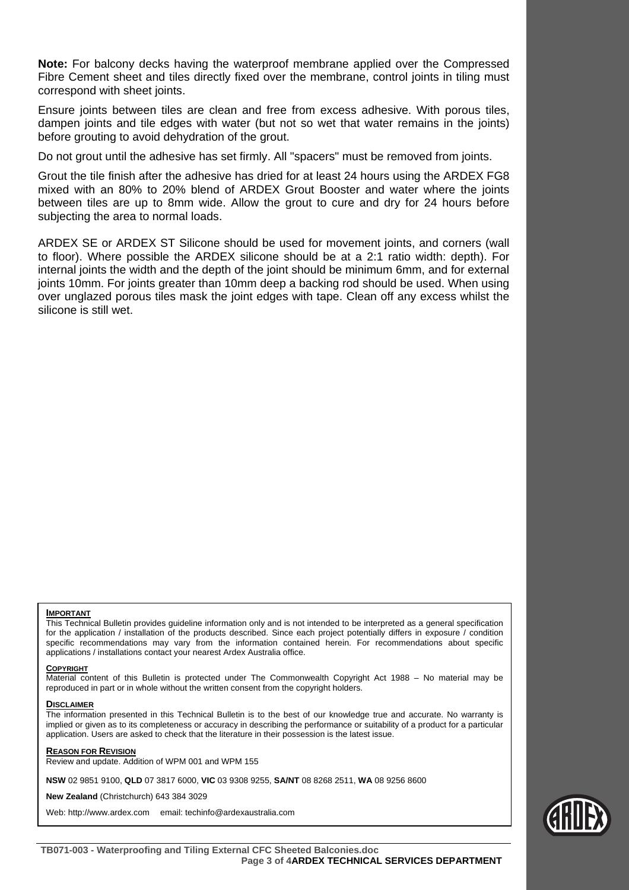**Note:** For balcony decks having the waterproof membrane applied over the Compressed Fibre Cement sheet and tiles directly fixed over the membrane, control joints in tiling must correspond with sheet joints.

Ensure joints between tiles are clean and free from excess adhesive. With porous tiles, dampen joints and tile edges with water (but not so wet that water remains in the joints) before grouting to avoid dehydration of the grout.

Do not grout until the adhesive has set firmly. All "spacers" must be removed from joints.

Grout the tile finish after the adhesive has dried for at least 24 hours using the ARDEX FG8 mixed with an 80% to 20% blend of ARDEX Grout Booster and water where the joints between tiles are up to 8mm wide. Allow the grout to cure and dry for 24 hours before subjecting the area to normal loads.

ARDEX SE or ARDEX ST Silicone should be used for movement joints, and corners (wall to floor). Where possible the ARDEX silicone should be at a 2:1 ratio width: depth). For internal joints the width and the depth of the joint should be minimum 6mm, and for external joints 10mm. For joints greater than 10mm deep a backing rod should be used. When using over unglazed porous tiles mask the joint edges with tape. Clean off any excess whilst the silicone is still wet.

**IMPORTANT**

This Technical Bulletin provides guideline information only and is not intended to be interpreted as a general specification for the application / installation of the products described. Since each project potentially differs in exposure / condition specific recommendations may vary from the information contained herein. For recommendations about specific applications / installations contact your nearest Ardex Australia office.

**COPYRIGHT**

Material content of this Bulletin is protected under The Commonwealth Copyright Act 1988 – No material may be reproduced in part or in whole without the written consent from the copyright holders.

**DISCLAIMER**

The information presented in this Technical Bulletin is to the best of our knowledge true and accurate. No warranty is implied or given as to its completeness or accuracy in describing the performance or suitability of a product for a particular application. Users are asked to check that the literature in their possession is the latest issue.

**REASON FOR REVISION**

Review and update. Addition of WPM 001 and WPM 155

**NSW** 02 9851 9100, **QLD** 07 3817 6000, **VIC** 03 9308 9255, **SA/NT** 08 8268 2511, **WA** 08 9256 8600

**New Zealand** (Christchurch) 643 384 3029

Web: http://www.ardex.com email: techinfo@ardexaustralia.com